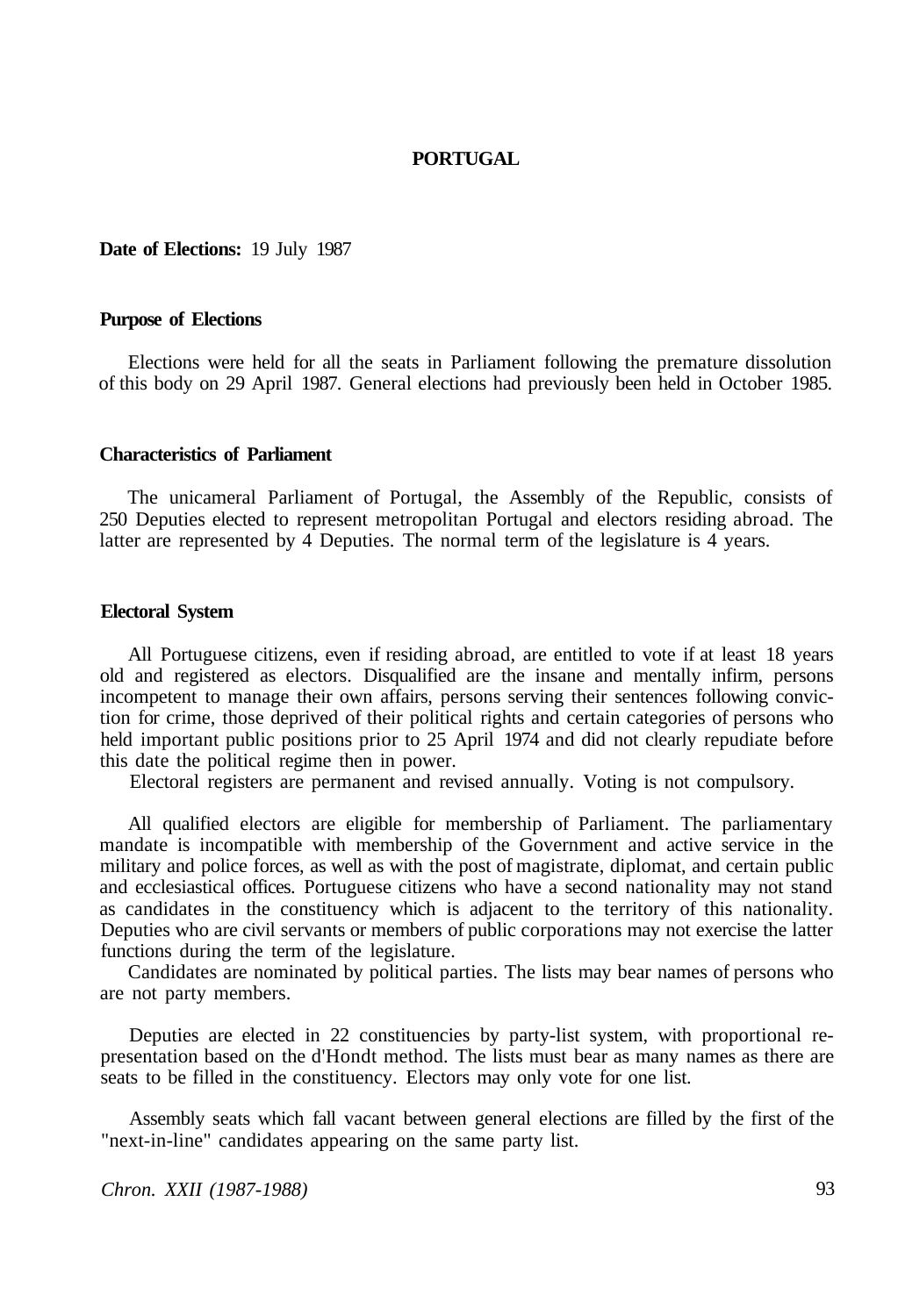# PORTUGAL

**Date of Elections:** 19 July 1987

## Purpose of Elections

Elections were held for all the seats in Parliament following the premature dissolution of this body on 29 April 1987. General elections had previously been held in October 1985.

## Characteristics of Parliament

The unicameral Parliament of Portugal, the Assembly of the Republic, consists of 250 Deputies elected to represent metropolitan Portugal and electors residing abroad. The latter are represented by 4 Deputies. The normal term of the legislature is 4 years.

## Electoral System

All Portuguese citizens, even if residing abroad, are entitled to vote if at least 18 years old and registered as electors. Disqualified are the insane and mentally infirm, persons incompetent to manage their own affairs, persons serving their sentences following conviction for crime, those deprived of their political rights and certain categories of persons who held important public positions prior to 25 April 1974 and did not clearly repudiate before this date the political regime then in power.

Electoral registers are permanent and revised annually. Voting is not compulsory.

All qualified electors are eligible for membership of Parliament. The parliamentary mandate is incompatible with membership of the Government and active service in the military and police forces, as well as with the post of magistrate, diplomat, and certain public and ecclesiastical offices. Portuguese citizens who have a second nationality may not stand as candidates in the constituency which is adjacent to the territory of this nationality. Deputies who are civil servants or members of public corporations may not exercise the latter functions during the term of the legislature.

Candidates are nominated by political parties. The lists may bear names of persons who are not party members.

Deputies are elected in 22 constituencies by party-list system, with proportional representation based on the d'Hondt method. The lists must bear as many names as there are seats to be filled in the constituency. Electors may only vote for one list.

Assembly seats which fall vacant between general elections are filled by the first of the "next-in-line" candidates appearing on the same party list.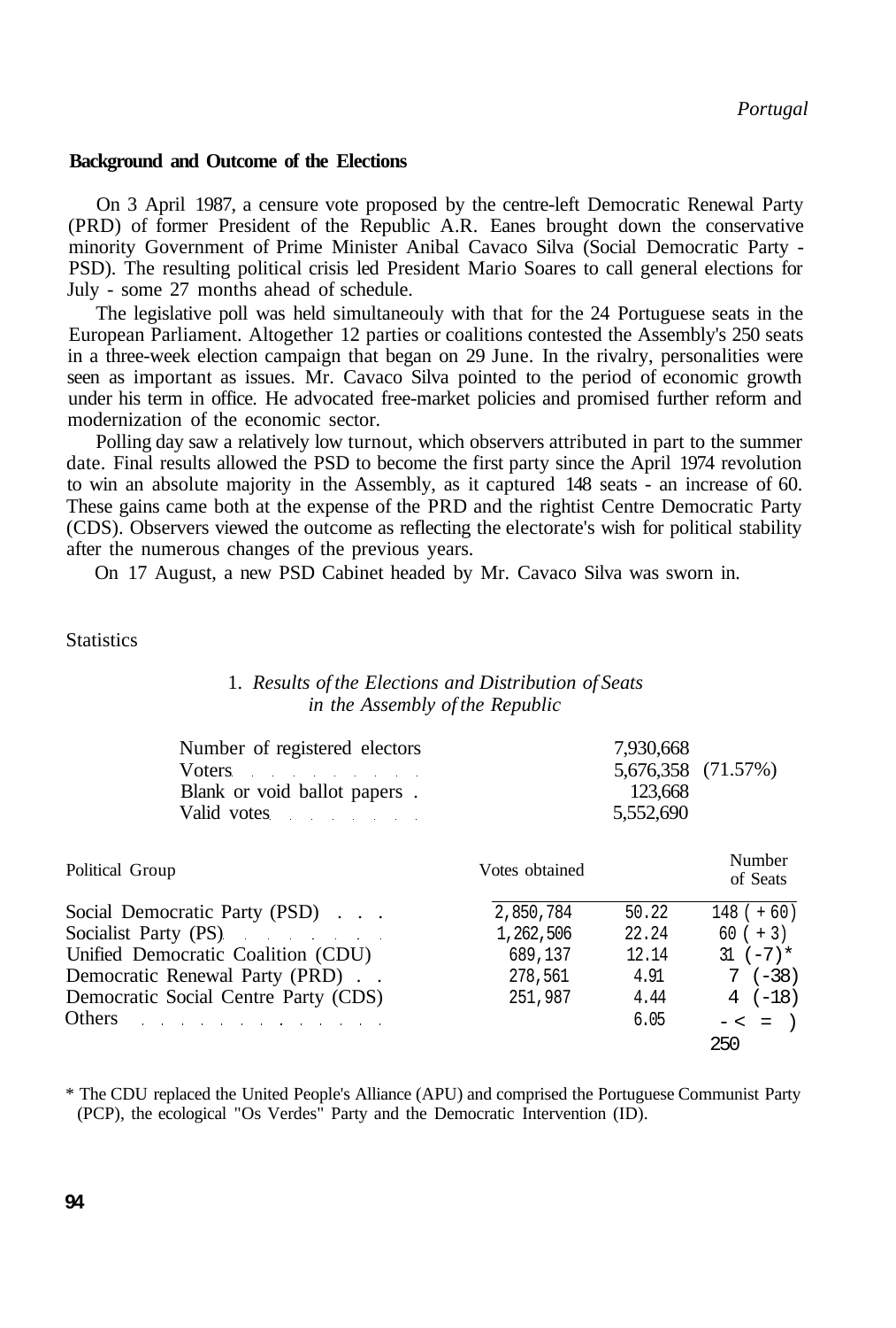## Background and Outcome of the Elections

On 3 April 1987, a censure vote proposed by the centre-left Democratic Renewal Party (PRD) of former President of the Republic A.R. Eanes brought down the conservative minority Government of Prime Minister Anibal Cavaco Silva (Social Democratic Party - PSD). The resulting political crisis led President Mario Soares to call general elections for July - some 27 months ahead of schedule.

The legislative poll was held simultaneouly with that for the 24 Portuguese seats in the European Parliament. Altogether 12 parties or coalitions contested the Assembly's 250 seats in a three-week election campaign that began on 29 June. In the rivalry, personalities were seen as important as issues. Mr. Cavaco Silva pointed to the period of economic growth under his term in office. He advocated free-market policies and promised further reform and modernization of the economic sector.

Polling day saw a relatively low turnout, which observers attributed in part to the summer date. Final results allowed the PSD to become the first party since the April 1974 revolution to win an absolute majority in the Assembly, as it captured 148 seats - an increase of 60. These gains came both at the expense of the PRD and the rightist Centre Democratic Party (CDS). Observers viewed the outcome as reflecting the electorate's wish for political stability after the numerous changes of the previous years.

On 17 August, a new PSD Cabinet headed by Mr. Cavaco Silva was sworn in.

Statistics

1. *Results of the Elections and Distribution of Seats in the Assembly of the Republic*

| | | |
|---|---|---|
| Number of registered electors | 7,930,668 | |
| Voters | 5,676,358 | (71.57%) |
| Blank or void ballot papers | 123,668 | |
| Valid votes | 5,552,690 | |

| Political Group | Votes obtained | % | Number of Seats |
|---|---|---|---|
| Social Democratic Party (PSD) | 2,850,784 | 50.22 | 148 (+60) |
| Socialist Party (PS) | 1,262,506 | 22.24 | 60 (+3) |
| Unified Democratic Coalition (CDU) | 689,137 | 12.14 | 31 (-7)* |
| Democratic Renewal Party (PRD) | 278,561 | 4.91 | 7 (-38) |
| Democratic Social Centre Party (CDS) | 251,987 | 4.44 | 4 (-18) |
| Others | | 6.05 | - < = ) |
| | | | 250 |

\* The CDU replaced the United People's Alliance (APU) and comprised the Portuguese Communist Party (PCP), the ecological "Os Verdes" Party and the Democratic Intervention (ID).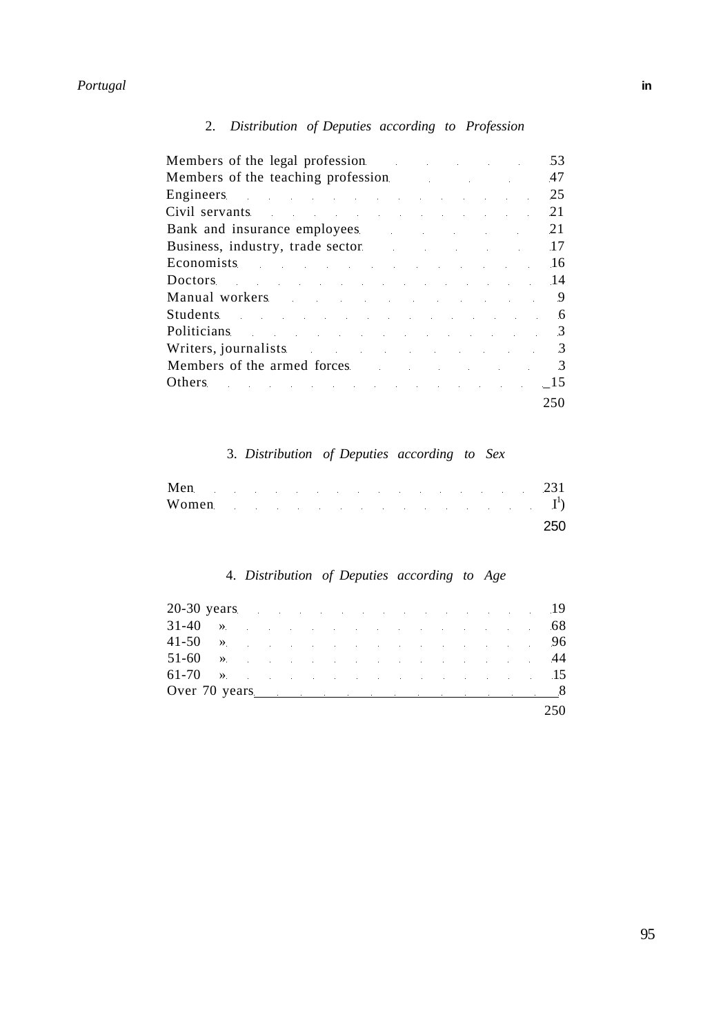## 2. *Distribution of Deputies according to Profession*

| | |
|---|---|
| Members of the legal profession | 53 |
| Members of the teaching profession | 47 |
| Engineers | 25 |
| Civil servants | 21 |
| Bank and insurance employees | 21 |
| Business, industry, trade sector | 17 |
| Economists | 16 |
| Doctors | 14 |
| Manual workers | 9 |
| Students | 6 |
| Politicians | 3 |
| Writers, journalists | 3 |
| Members of the armed forces | 3 |
| Others | 15 |
| | 250 |

## 3. *Distribution of Deputies according to Sex*

| | |
|---|---|
| Men | 231 |
| Women | I[1]) |
| | 250 |

## 4. *Distribution of Deputies according to Age*

| | |
|---|---|
| 20-30 years | 19 |
| 31-40 » | 68 |
| 41-50 » | 96 |
| 51-60 » | 44 |
| 61-70 » | 15 |
| Over 70 years | 8 |
| | 250 |